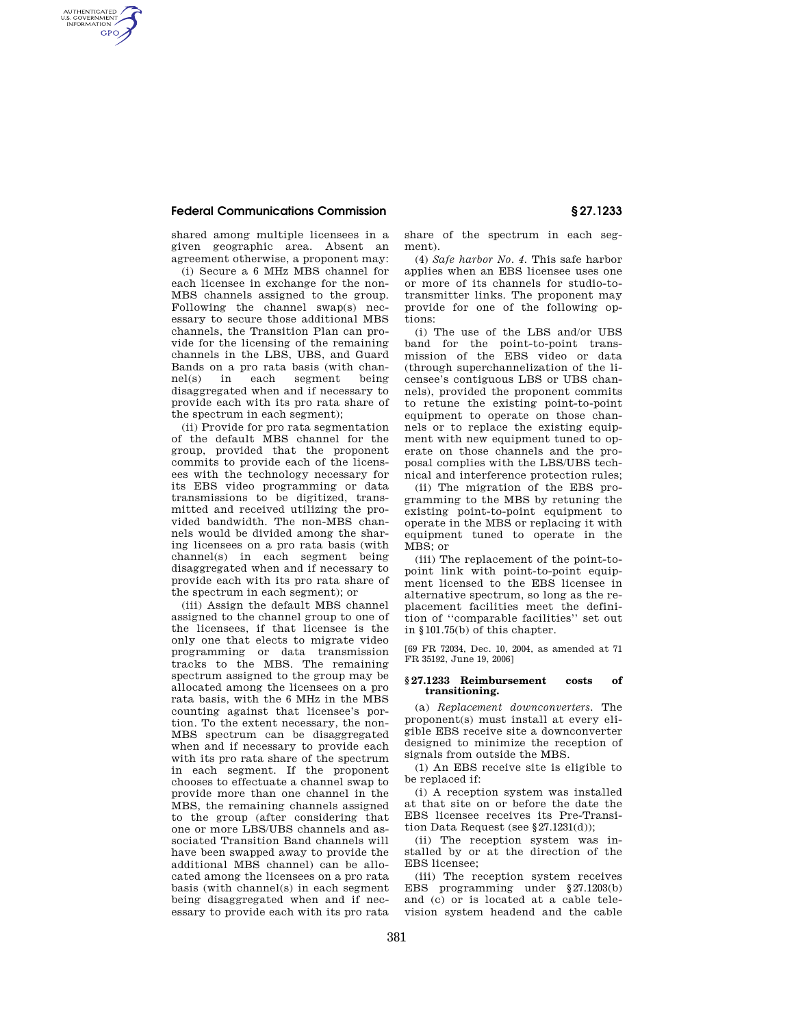shared among multiple licensees in a given geographic area. Absent an agreement otherwise, a proponent may:

(i) Secure a 6 MHz MBS channel for each licensee in exchange for the non-MBS channels assigned to the group. Following the channel swap(s) necessary to secure those additional MBS channels, the Transition Plan can provide for the licensing of the remaining channels in the LBS, UBS, and Guard Bands on a pro rata basis (with channel(s) in each segment being disaggregated when and if necessary to provide each with its pro rata share of the spectrum in each segment);

(ii) Provide for pro rata segmentation of the default MBS channel for the group, provided that the proponent commits to provide each of the licensees with the technology necessary for its EBS video programming or data transmissions to be digitized, transmitted and received utilizing the provided bandwidth. The non-MBS channels would be divided among the sharing licensees on a pro rata basis (with channel(s) in each segment being disaggregated when and if necessary to provide each with its pro rata share of the spectrum in each segment); or

(iii) Assign the default MBS channel assigned to the channel group to one of the licensees, if that licensee is the only one that elects to migrate video programming or data transmission tracks to the MBS. The remaining spectrum assigned to the group may be allocated among the licensees on a pro rata basis, with the 6 MHz in the MBS counting against that licensee's portion. To the extent necessary, the non-MBS spectrum can be disaggregated when and if necessary to provide each with its pro rata share of the spectrum in each segment. If the proponent chooses to effectuate a channel swap to provide more than one channel in the MBS, the remaining channels assigned to the group (after considering that one or more LBS/UBS channels and associated Transition Band channels will have been swapped away to provide the additional MBS channel) can be allocated among the licensees on a pro rata basis (with channel(s) in each segment being disaggregated when and if necessary to provide each with its pro rata share of the spectrum in each segment).

(4) *Safe harbor No. 4.* This safe harbor applies when an EBS licensee uses one or more of its channels for studio-to-transmitter links. The proponent may provide for one of the following options:

(i) The use of the LBS and/or UBS band for the point-to-point transmission of the EBS video or data (through superchannelization of the licensee's contiguous LBS or UBS channels), provided the proponent commits to retune the existing point-to-point equipment to operate on those channels or to replace the existing equipment with new equipment tuned to operate on those channels and the proposal complies with the LBS/UBS technical and interference protection rules;

(ii) The migration of the EBS programming to the MBS by retuning the existing point-to-point equipment to operate in the MBS or replacing it with equipment tuned to operate in the MBS; or

(iii) The replacement of the point-to-point link with point-to-point equipment licensed to the EBS licensee in alternative spectrum, so long as the replacement facilities meet the definition of "comparable facilities" set out in §101.75(b) of this chapter.

[69 FR 72034, Dec. 10, 2004, as amended at 71 FR 35192, June 19, 2006]

## §27.1233 Reimbursement costs of transitioning.

(a) *Replacement downconverters.* The proponent(s) must install at every eligible EBS receive site a downconverter designed to minimize the reception of signals from outside the MBS.

(1) An EBS receive site is eligible to be replaced if:

(i) A reception system was installed at that site on or before the date the EBS licensee receives its Pre-Transition Data Request (see §27.1231(d));

(ii) The reception system was installed by or at the direction of the EBS licensee;

(iii) The reception system receives EBS programming under §27.1203(b) and (c) or is located at a cable television system headend and the cable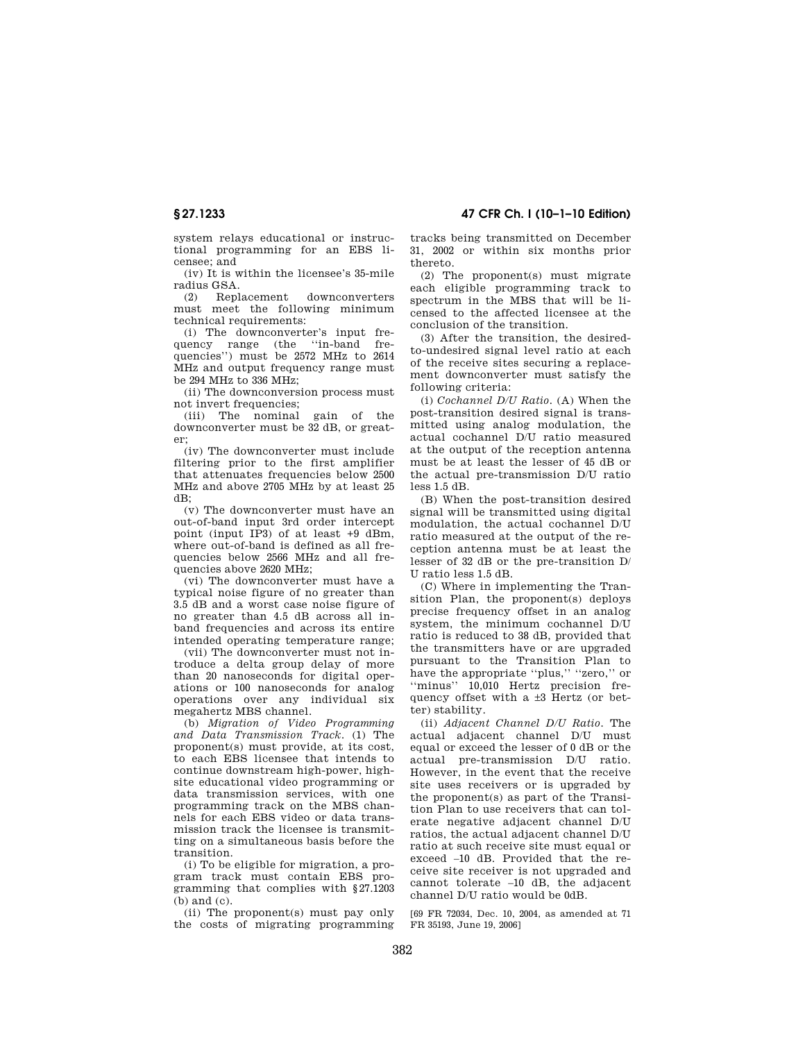system relays educational or instructional programming for an EBS licensee; and

(iv) It is within the licensee's 35-mile radius GSA.

(2) Replacement downconverters must meet the following minimum technical requirements:

(i) The downconverter's input frequency range (the ''in-band frequencies'') must be 2572 MHz to 2614 MHz and output frequency range must be 294 MHz to 336 MHz;

(ii) The downconversion process must not invert frequencies;

(iii) The nominal gain of the downconverter must be 32 dB, or greater;

(iv) The downconverter must include filtering prior to the first amplifier that attenuates frequencies below 2500 MHz and above 2705 MHz by at least 25 dB;

(v) The downconverter must have an out-of-band input 3rd order intercept point (input IP3) of at least +9 dBm, where out-of-band is defined as all frequencies below 2566 MHz and all frequencies above 2620 MHz;

(vi) The downconverter must have a typical noise figure of no greater than 3.5 dB and a worst case noise figure of no greater than 4.5 dB across all in-band frequencies and across its entire intended operating temperature range;

(vii) The downconverter must not introduce a delta group delay of more than 20 nanoseconds for digital operations or 100 nanoseconds for analog operations over any individual six megahertz MBS channel.

(b) *Migration of Video Programming and Data Transmission Track.* (1) The proponent(s) must provide, at its cost, to each EBS licensee that intends to continue downstream high-power, high-site educational video programming or data transmission services, with one programming track on the MBS channels for each EBS video or data transmission track the licensee is transmitting on a simultaneous basis before the transition.

(i) To be eligible for migration, a program track must contain EBS programming that complies with §27.1203 (b) and (c).

(ii) The proponent(s) must pay only the costs of migrating programming tracks being transmitted on December 31, 2002 or within six months prior thereto.

(2) The proponent(s) must migrate each eligible programming track to spectrum in the MBS that will be licensed to the affected licensee at the conclusion of the transition.

(3) After the transition, the desired-to-undesired signal level ratio at each of the receive sites securing a replacement downconverter must satisfy the following criteria:

(i) *Cochannel D/U Ratio.* (A) When the post-transition desired signal is transmitted using analog modulation, the actual cochannel D/U ratio measured at the output of the reception antenna must be at least the lesser of 45 dB or the actual pre-transmission D/U ratio less 1.5 dB.

(B) When the post-transition desired signal will be transmitted using digital modulation, the actual cochannel D/U ratio measured at the output of the reception antenna must be at least the lesser of 32 dB or the pre-transition D/U ratio less 1.5 dB.

(C) Where in implementing the Transition Plan, the proponent(s) deploys precise frequency offset in an analog system, the minimum cochannel D/U ratio is reduced to 38 dB, provided that the transmitters have or are upgraded pursuant to the Transition Plan to have the appropriate ''plus,'' ''zero,'' or ''minus'' 10,010 Hertz precision frequency offset with a ±3 Hertz (or better) stability.

(ii) *Adjacent Channel D/U Ratio.* The actual adjacent channel D/U must equal or exceed the lesser of 0 dB or the actual pre-transmission D/U ratio. However, in the event that the receive site uses receivers or is upgraded by the proponent(s) as part of the Transition Plan to use receivers that can tolerate negative adjacent channel D/U ratios, the actual adjacent channel D/U ratio at such receive site must equal or exceed –10 dB. Provided that the receive site receiver is not upgraded and cannot tolerate –10 dB, the adjacent channel D/U ratio would be 0dB.

[69 FR 72034, Dec. 10, 2004, as amended at 71 FR 35193, June 19, 2006]